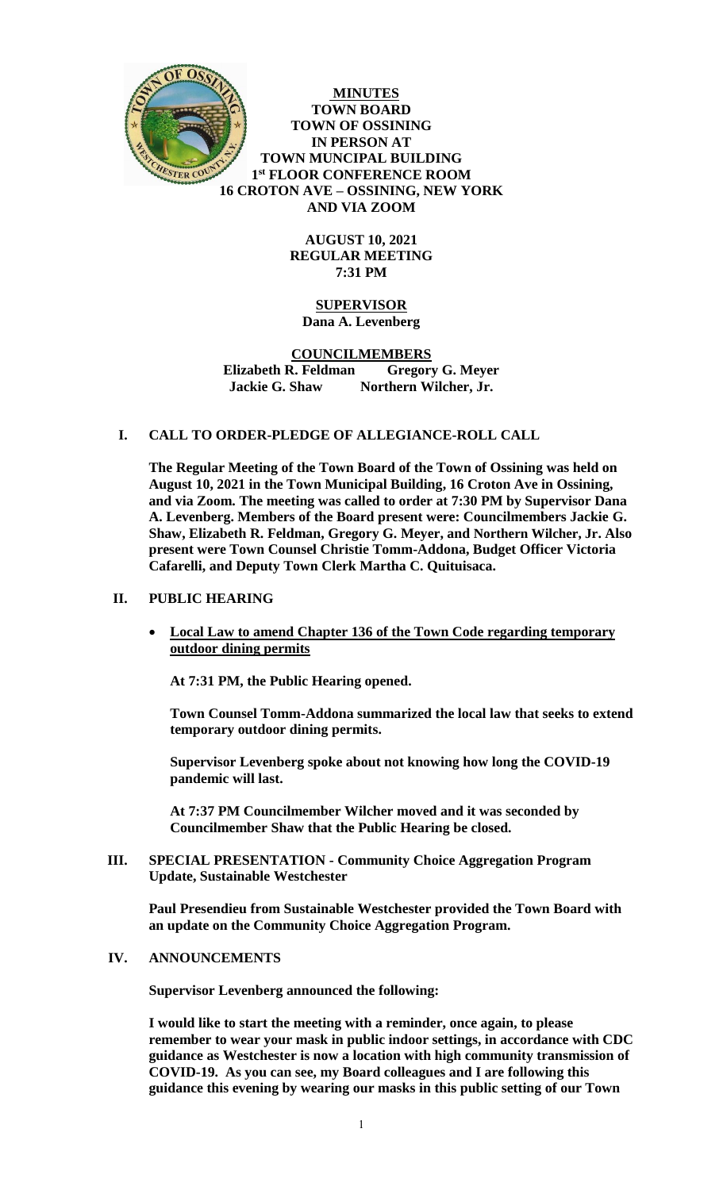# MINUTES
## TOWN BOARD
## TOWN OF OSSINING
## IN PERSON AT
## TOWN MUNCIPAL BUILDING
## 1st FLOOR CONFERENCE ROOM
## 16 CROTON AVE – OSSINING, NEW YORK
## AND VIA ZOOM

**AUGUST 10, 2021**
**REGULAR MEETING**
**7:31 PM**

**SUPERVISOR**
**Dana A. Levenberg**

**COUNCILMEMBERS**
**Elizabeth R. Feldman Gregory G. Meyer**
**Jackie G. Shaw Northern Wilcher, Jr.**

## I. CALL TO ORDER-PLEDGE OF ALLEGIANCE-ROLL CALL

**The Regular Meeting of the Town Board of the Town of Ossining was held on August 10, 2021 in the Town Municipal Building, 16 Croton Ave in Ossining, and via Zoom. The meeting was called to order at 7:30 PM by Supervisor Dana A. Levenberg. Members of the Board present were: Councilmembers Jackie G. Shaw, Elizabeth R. Feldman, Gregory G. Meyer, and Northern Wilcher, Jr. Also present were Town Counsel Christie Tomm-Addona, Budget Officer Victoria Cafarelli, and Deputy Town Clerk Martha C. Quituisaca.**

## II. PUBLIC HEARING

- **Local Law to amend Chapter 136 of the Town Code regarding temporary outdoor dining permits**

**At 7:31 PM, the Public Hearing opened.**

**Town Counsel Tomm-Addona summarized the local law that seeks to extend temporary outdoor dining permits.**

**Supervisor Levenberg spoke about not knowing how long the COVID-19 pandemic will last.**

**At 7:37 PM Councilmember Wilcher moved and it was seconded by Councilmember Shaw that the Public Hearing be closed.**

## III. SPECIAL PRESENTATION - Community Choice Aggregation Program Update, Sustainable Westchester

**Paul Presendieu from Sustainable Westchester provided the Town Board with an update on the Community Choice Aggregation Program.**

## IV. ANNOUNCEMENTS

**Supervisor Levenberg announced the following:**

**I would like to start the meeting with a reminder, once again, to please remember to wear your mask in public indoor settings, in accordance with CDC guidance as Westchester is now a location with high community transmission of COVID-19. As you can see, my Board colleagues and I are following this guidance this evening by wearing our masks in this public setting of our Town**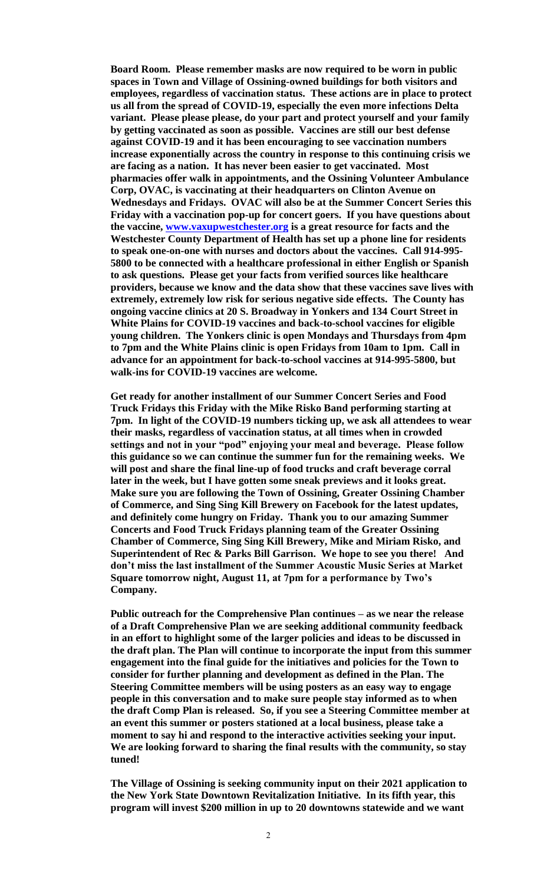**Board Room. Please remember masks are now required to be worn in public spaces in Town and Village of Ossining-owned buildings for both visitors and employees, regardless of vaccination status. These actions are in place to protect us all from the spread of COVID-19, especially the even more infections Delta variant. Please please please, do your part and protect yourself and your family by getting vaccinated as soon as possible. Vaccines are still our best defense against COVID-19 and it has been encouraging to see vaccination numbers increase exponentially across the country in response to this continuing crisis we are facing as a nation. It has never been easier to get vaccinated. Most pharmacies offer walk in appointments, and the Ossining Volunteer Ambulance Corp, OVAC, is vaccinating at their headquarters on Clinton Avenue on Wednesdays and Fridays. OVAC will also be at the Summer Concert Series this Friday with a vaccination pop-up for concert goers. If you have questions about the vaccine, [www.vaxupwestchester.org](http://www.vaxupwestchester.org) is a great resource for facts and the Westchester County Department of Health has set up a phone line for residents to speak one-on-one with nurses and doctors about the vaccines. Call 914-995-5800 to be connected with a healthcare professional in either English or Spanish to ask questions. Please get your facts from verified sources like healthcare providers, because we know and the data show that these vaccines save lives with extremely, extremely low risk for serious negative side effects. The County has ongoing vaccine clinics at 20 S. Broadway in Yonkers and 134 Court Street in White Plains for COVID-19 vaccines and back-to-school vaccines for eligible young children. The Yonkers clinic is open Mondays and Thursdays from 4pm to 7pm and the White Plains clinic is open Fridays from 10am to 1pm. Call in advance for an appointment for back-to-school vaccines at 914-995-5800, but walk-ins for COVID-19 vaccines are welcome.**

**Get ready for another installment of our Summer Concert Series and Food Truck Fridays this Friday with the Mike Risko Band performing starting at 7pm. In light of the COVID-19 numbers ticking up, we ask all attendees to wear their masks, regardless of vaccination status, at all times when in crowded settings and not in your "pod" enjoying your meal and beverage. Please follow this guidance so we can continue the summer fun for the remaining weeks. We will post and share the final line-up of food trucks and craft beverage corral later in the week, but I have gotten some sneak previews and it looks great. Make sure you are following the Town of Ossining, Greater Ossining Chamber of Commerce, and Sing Sing Kill Brewery on Facebook for the latest updates, and definitely come hungry on Friday. Thank you to our amazing Summer Concerts and Food Truck Fridays planning team of the Greater Ossining Chamber of Commerce, Sing Sing Kill Brewery, Mike and Miriam Risko, and Superintendent of Rec & Parks Bill Garrison. We hope to see you there! And don't miss the last installment of the Summer Acoustic Music Series at Market Square tomorrow night, August 11, at 7pm for a performance by Two's Company.**

**Public outreach for the Comprehensive Plan continues – as we near the release of a Draft Comprehensive Plan we are seeking additional community feedback in an effort to highlight some of the larger policies and ideas to be discussed in the draft plan. The Plan will continue to incorporate the input from this summer engagement into the final guide for the initiatives and policies for the Town to consider for further planning and development as defined in the Plan. The Steering Committee members will be using posters as an easy way to engage people in this conversation and to make sure people stay informed as to when the draft Comp Plan is released. So, if you see a Steering Committee member at an event this summer or posters stationed at a local business, please take a moment to say hi and respond to the interactive activities seeking your input. We are looking forward to sharing the final results with the community, so stay tuned!**

**The Village of Ossining is seeking community input on their 2021 application to the New York State Downtown Revitalization Initiative. In its fifth year, this program will invest $200 million in up to 20 downtowns statewide and we want**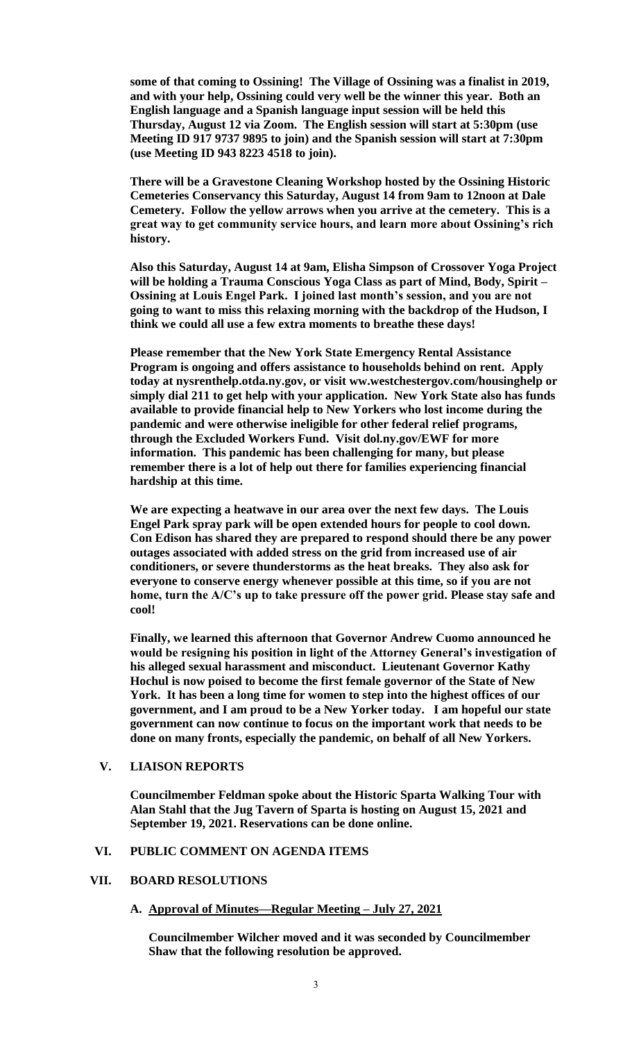**some of that coming to Ossining! The Village of Ossining was a finalist in 2019, and with your help, Ossining could very well be the winner this year. Both an English language and a Spanish language input session will be held this Thursday, August 12 via Zoom. The English session will start at 5:30pm (use Meeting ID 917 9737 9895 to join) and the Spanish session will start at 7:30pm (use Meeting ID 943 8223 4518 to join).**

**There will be a Gravestone Cleaning Workshop hosted by the Ossining Historic Cemeteries Conservancy this Saturday, August 14 from 9am to 12noon at Dale Cemetery. Follow the yellow arrows when you arrive at the cemetery. This is a great way to get community service hours, and learn more about Ossining's rich history.**

**Also this Saturday, August 14 at 9am, Elisha Simpson of Crossover Yoga Project will be holding a Trauma Conscious Yoga Class as part of Mind, Body, Spirit – Ossining at Louis Engel Park. I joined last month's session, and you are not going to want to miss this relaxing morning with the backdrop of the Hudson, I think we could all use a few extra moments to breathe these days!**

**Please remember that the New York State Emergency Rental Assistance Program is ongoing and offers assistance to households behind on rent. Apply today at nysrenthelp.otda.ny.gov, or visit ww.westchestergov.com/housinghelp or simply dial 211 to get help with your application. New York State also has funds available to provide financial help to New Yorkers who lost income during the pandemic and were otherwise ineligible for other federal relief programs, through the Excluded Workers Fund. Visit dol.ny.gov/EWF for more information. This pandemic has been challenging for many, but please remember there is a lot of help out there for families experiencing financial hardship at this time.**

**We are expecting a heatwave in our area over the next few days. The Louis Engel Park spray park will be open extended hours for people to cool down. Con Edison has shared they are prepared to respond should there be any power outages associated with added stress on the grid from increased use of air conditioners, or severe thunderstorms as the heat breaks. They also ask for everyone to conserve energy whenever possible at this time, so if you are not home, turn the A/C's up to take pressure off the power grid. Please stay safe and cool!**

**Finally, we learned this afternoon that Governor Andrew Cuomo announced he would be resigning his position in light of the Attorney General's investigation of his alleged sexual harassment and misconduct. Lieutenant Governor Kathy Hochul is now poised to become the first female governor of the State of New York. It has been a long time for women to step into the highest offices of our government, and I am proud to be a New Yorker today. I am hopeful our state government can now continue to focus on the important work that needs to be done on many fronts, especially the pandemic, on behalf of all New Yorkers.**

## V. LIAISON REPORTS

**Councilmember Feldman spoke about the Historic Sparta Walking Tour with Alan Stahl that the Jug Tavern of Sparta is hosting on August 15, 2021 and September 19, 2021. Reservations can be done online.**

## VI. PUBLIC COMMENT ON AGENDA ITEMS

## VII. BOARD RESOLUTIONS

### A. Approval of Minutes—Regular Meeting – July 27, 2021

**Councilmember Wilcher moved and it was seconded by Councilmember Shaw that the following resolution be approved.**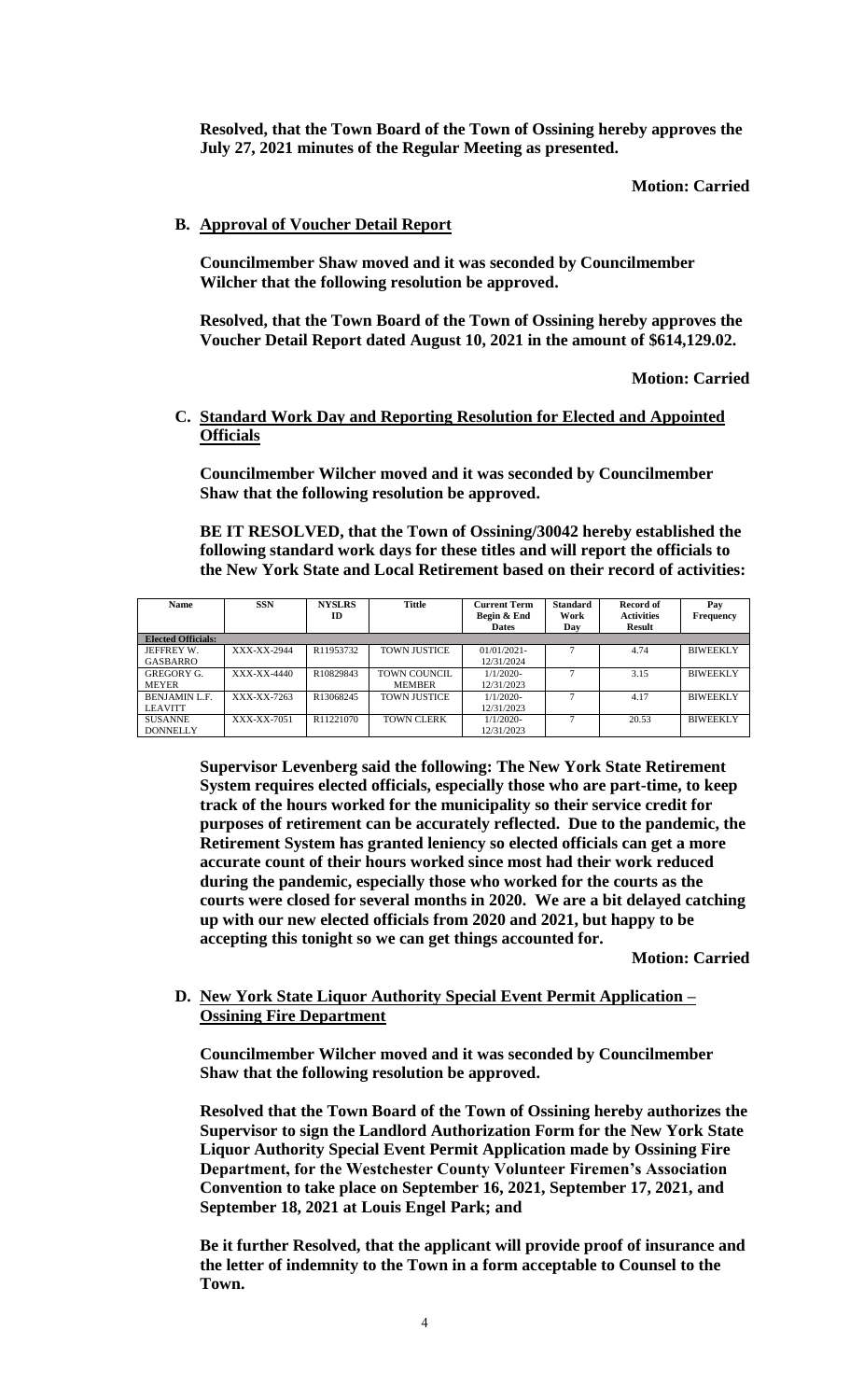**Resolved, that the Town Board of the Town of Ossining hereby approves the July 27, 2021 minutes of the Regular Meeting as presented.**

**Motion: Carried**

**B. Approval of Voucher Detail Report**

**Councilmember Shaw moved and it was seconded by Councilmember Wilcher that the following resolution be approved.**

**Resolved, that the Town Board of the Town of Ossining hereby approves the Voucher Detail Report dated August 10, 2021 in the amount of $614,129.02.**

**Motion: Carried**

**C. Standard Work Day and Reporting Resolution for Elected and Appointed Officials**

**Councilmember Wilcher moved and it was seconded by Councilmember Shaw that the following resolution be approved.**

**BE IT RESOLVED, that the Town of Ossining/30042 hereby established the following standard work days for these titles and will report the officials to the New York State and Local Retirement based on their record of activities:**

| Name | SSN | NYSLRS ID | Tittle | Current Term Begin & End Dates | Standard Work Day | Record of Activities Result | Pay Frequency |
|---|---|---|---|---|---|---|---|
| **Elected Officials:** | | | | | | | |
| JEFFREY W. GASBARRO | XXX-XX-2944 | R11953732 | TOWN JUSTICE | 01/01/2021-12/31/2024 | 7 | 4.74 | BIWEEKLY |
| GREGORY G. MEYER | XXX-XX-4440 | R10829843 | TOWN COUNCIL MEMBER | 1/1/2020-12/31/2023 | 7 | 3.15 | BIWEEKLY |
| BENJAMIN L.F. LEAVITT | XXX-XX-7263 | R13068245 | TOWN JUSTICE | 1/1/2020-12/31/2023 | 7 | 4.17 | BIWEEKLY |
| SUSANNE DONNELLY | XXX-XX-7051 | R11221070 | TOWN CLERK | 1/1/2020-12/31/2023 | 7 | 20.53 | BIWEEKLY |

**Supervisor Levenberg said the following: The New York State Retirement System requires elected officials, especially those who are part-time, to keep track of the hours worked for the municipality so their service credit for purposes of retirement can be accurately reflected. Due to the pandemic, the Retirement System has granted leniency so elected officials can get a more accurate count of their hours worked since most had their work reduced during the pandemic, especially those who worked for the courts as the courts were closed for several months in 2020. We are a bit delayed catching up with our new elected officials from 2020 and 2021, but happy to be accepting this tonight so we can get things accounted for.**

**Motion: Carried**

**D. New York State Liquor Authority Special Event Permit Application – Ossining Fire Department**

**Councilmember Wilcher moved and it was seconded by Councilmember Shaw that the following resolution be approved.**

**Resolved that the Town Board of the Town of Ossining hereby authorizes the Supervisor to sign the Landlord Authorization Form for the New York State Liquor Authority Special Event Permit Application made by Ossining Fire Department, for the Westchester County Volunteer Firemen's Association Convention to take place on September 16, 2021, September 17, 2021, and September 18, 2021 at Louis Engel Park; and**

**Be it further Resolved, that the applicant will provide proof of insurance and the letter of indemnity to the Town in a form acceptable to Counsel to the Town.**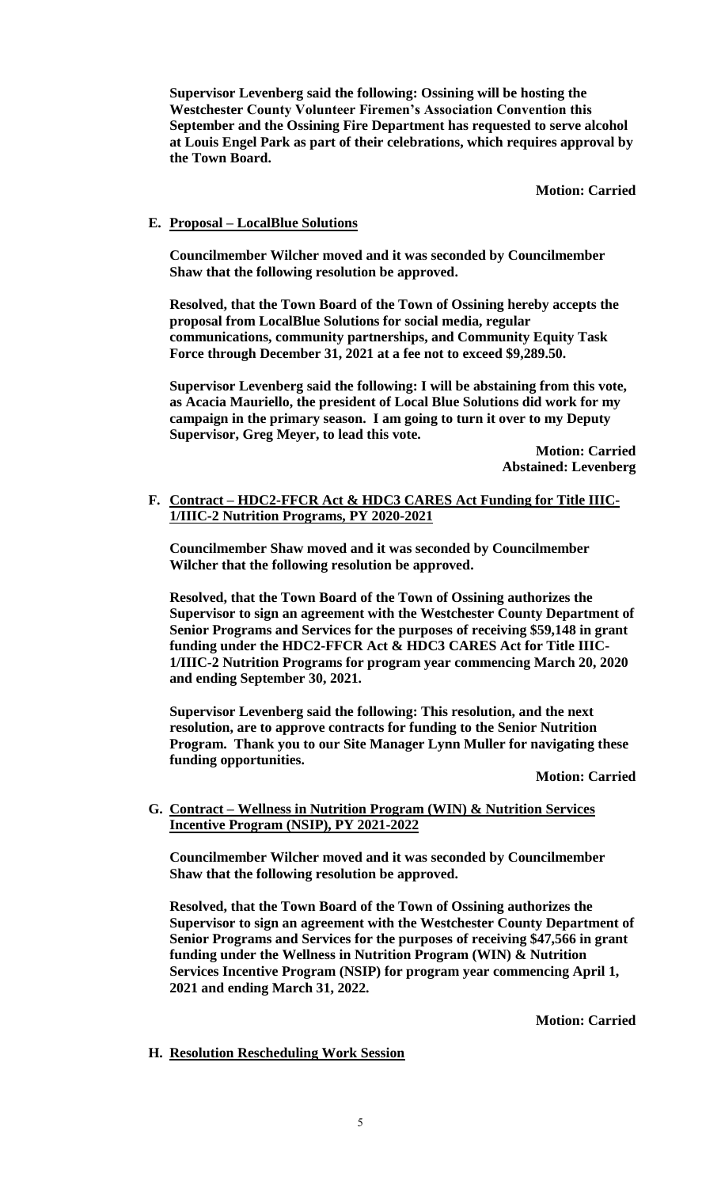**Supervisor Levenberg said the following: Ossining will be hosting the Westchester County Volunteer Firemen's Association Convention this September and the Ossining Fire Department has requested to serve alcohol at Louis Engel Park as part of their celebrations, which requires approval by the Town Board.**

**Motion: Carried**

**E. <u>Proposal – LocalBlue Solutions</u>**

**Councilmember Wilcher moved and it was seconded by Councilmember Shaw that the following resolution be approved.**

**Resolved, that the Town Board of the Town of Ossining hereby accepts the proposal from LocalBlue Solutions for social media, regular communications, community partnerships, and Community Equity Task Force through December 31, 2021 at a fee not to exceed $9,289.50.**

**Supervisor Levenberg said the following: I will be abstaining from this vote, as Acacia Mauriello, the president of Local Blue Solutions did work for my campaign in the primary season. I am going to turn it over to my Deputy Supervisor, Greg Meyer, to lead this vote.**

**Motion: Carried**
**Abstained: Levenberg**

**F. <u>Contract – HDC2-FFCR Act & HDC3 CARES Act Funding for Title IIIC-1/IIIC-2 Nutrition Programs, PY 2020-2021</u>**

**Councilmember Shaw moved and it was seconded by Councilmember Wilcher that the following resolution be approved.**

**Resolved, that the Town Board of the Town of Ossining authorizes the Supervisor to sign an agreement with the Westchester County Department of Senior Programs and Services for the purposes of receiving $59,148 in grant funding under the HDC2-FFCR Act & HDC3 CARES Act for Title IIIC-1/IIIC-2 Nutrition Programs for program year commencing March 20, 2020 and ending September 30, 2021.**

**Supervisor Levenberg said the following: This resolution, and the next resolution, are to approve contracts for funding to the Senior Nutrition Program. Thank you to our Site Manager Lynn Muller for navigating these funding opportunities.**

**Motion: Carried**

**G. <u>Contract – Wellness in Nutrition Program (WIN) & Nutrition Services Incentive Program (NSIP), PY 2021-2022</u>**

**Councilmember Wilcher moved and it was seconded by Councilmember Shaw that the following resolution be approved.**

**Resolved, that the Town Board of the Town of Ossining authorizes the Supervisor to sign an agreement with the Westchester County Department of Senior Programs and Services for the purposes of receiving $47,566 in grant funding under the Wellness in Nutrition Program (WIN) & Nutrition Services Incentive Program (NSIP) for program year commencing April 1, 2021 and ending March 31, 2022.**

**Motion: Carried**

**H. <u>Resolution Rescheduling Work Session</u>**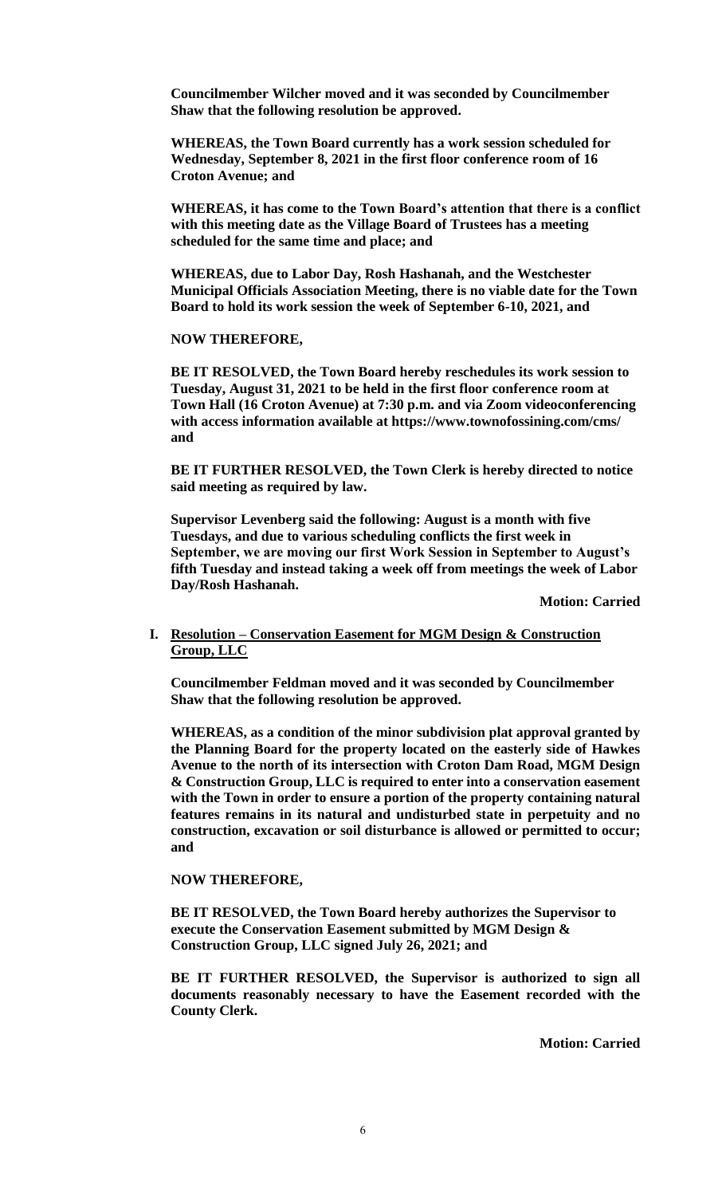**Councilmember Wilcher moved and it was seconded by Councilmember Shaw that the following resolution be approved.**

**WHEREAS, the Town Board currently has a work session scheduled for Wednesday, September 8, 2021 in the first floor conference room of 16 Croton Avenue; and**

**WHEREAS, it has come to the Town Board's attention that there is a conflict with this meeting date as the Village Board of Trustees has a meeting scheduled for the same time and place; and**

**WHEREAS, due to Labor Day, Rosh Hashanah, and the Westchester Municipal Officials Association Meeting, there is no viable date for the Town Board to hold its work session the week of September 6-10, 2021, and**

**NOW THEREFORE,**

**BE IT RESOLVED, the Town Board hereby reschedules its work session to Tuesday, August 31, 2021 to be held in the first floor conference room at Town Hall (16 Croton Avenue) at 7:30 p.m. and via Zoom videoconferencing with access information available at https://www.townofossining.com/cms/ and**

**BE IT FURTHER RESOLVED, the Town Clerk is hereby directed to notice said meeting as required by law.**

**Supervisor Levenberg said the following: August is a month with five Tuesdays, and due to various scheduling conflicts the first week in September, we are moving our first Work Session in September to August's fifth Tuesday and instead taking a week off from meetings the week of Labor Day/Rosh Hashanah.**

**Motion: Carried**

**I. <u>Resolution – Conservation Easement for MGM Design & Construction Group, LLC</u>**

**Councilmember Feldman moved and it was seconded by Councilmember Shaw that the following resolution be approved.**

**WHEREAS, as a condition of the minor subdivision plat approval granted by the Planning Board for the property located on the easterly side of Hawkes Avenue to the north of its intersection with Croton Dam Road, MGM Design & Construction Group, LLC is required to enter into a conservation easement with the Town in order to ensure a portion of the property containing natural features remains in its natural and undisturbed state in perpetuity and no construction, excavation or soil disturbance is allowed or permitted to occur; and**

**NOW THEREFORE,**

**BE IT RESOLVED, the Town Board hereby authorizes the Supervisor to execute the Conservation Easement submitted by MGM Design & Construction Group, LLC signed July 26, 2021; and**

**BE IT FURTHER RESOLVED, the Supervisor is authorized to sign all documents reasonably necessary to have the Easement recorded with the County Clerk.**

**Motion: Carried**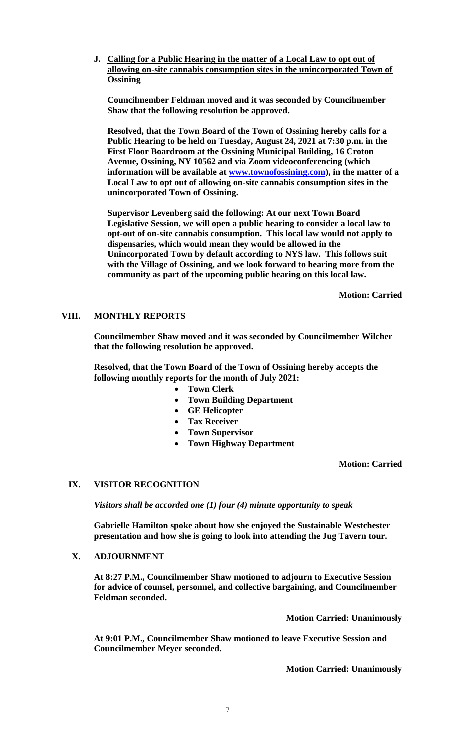**J. Calling for a Public Hearing in the matter of a Local Law to opt out of allowing on-site cannabis consumption sites in the unincorporated Town of Ossining**

**Councilmember Feldman moved and it was seconded by Councilmember Shaw that the following resolution be approved.**

**Resolved, that the Town Board of the Town of Ossining hereby calls for a Public Hearing to be held on Tuesday, August 24, 2021 at 7:30 p.m. in the First Floor Boardroom at the Ossining Municipal Building, 16 Croton Avenue, Ossining, NY 10562 and via Zoom videoconferencing (which information will be available at www.townofossining.com), in the matter of a Local Law to opt out of allowing on-site cannabis consumption sites in the unincorporated Town of Ossining.**

**Supervisor Levenberg said the following: At our next Town Board Legislative Session, we will open a public hearing to consider a local law to opt-out of on-site cannabis consumption. This local law would not apply to dispensaries, which would mean they would be allowed in the Unincorporated Town by default according to NYS law. This follows suit with the Village of Ossining, and we look forward to hearing more from the community as part of the upcoming public hearing on this local law.**

**Motion: Carried**

## VIII. MONTHLY REPORTS

**Councilmember Shaw moved and it was seconded by Councilmember Wilcher that the following resolution be approved.**

**Resolved, that the Town Board of the Town of Ossining hereby accepts the following monthly reports for the month of July 2021:**

- **Town Clerk**
- **Town Building Department**
- **GE Helicopter**
- **Tax Receiver**
- **Town Supervisor**
- **Town Highway Department**

**Motion: Carried**

## IX. VISITOR RECOGNITION

***Visitors shall be accorded one (1) four (4) minute opportunity to speak***

**Gabrielle Hamilton spoke about how she enjoyed the Sustainable Westchester presentation and how she is going to look into attending the Jug Tavern tour.**

## X. ADJOURNMENT

**At 8:27 P.M., Councilmember Shaw motioned to adjourn to Executive Session for advice of counsel, personnel, and collective bargaining, and Councilmember Feldman seconded.**

**Motion Carried: Unanimously**

**At 9:01 P.M., Councilmember Shaw motioned to leave Executive Session and Councilmember Meyer seconded.**

**Motion Carried: Unanimously**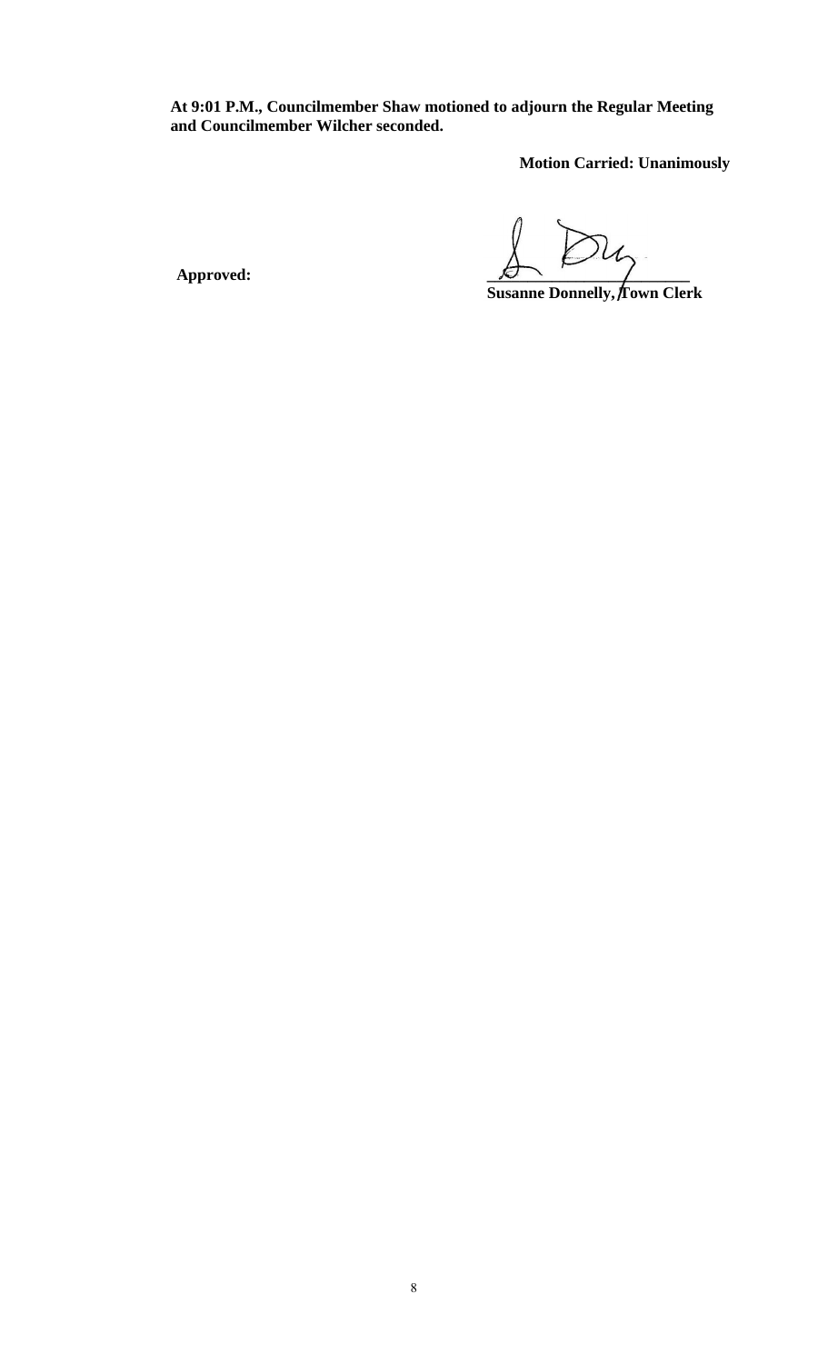**At 9:01 P.M., Councilmember Shaw motioned to adjourn the Regular Meeting and Councilmember Wilcher seconded.**

**Motion Carried: Unanimously**

**Approved:** ___________________________

**Susanne Donnelly, Town Clerk**